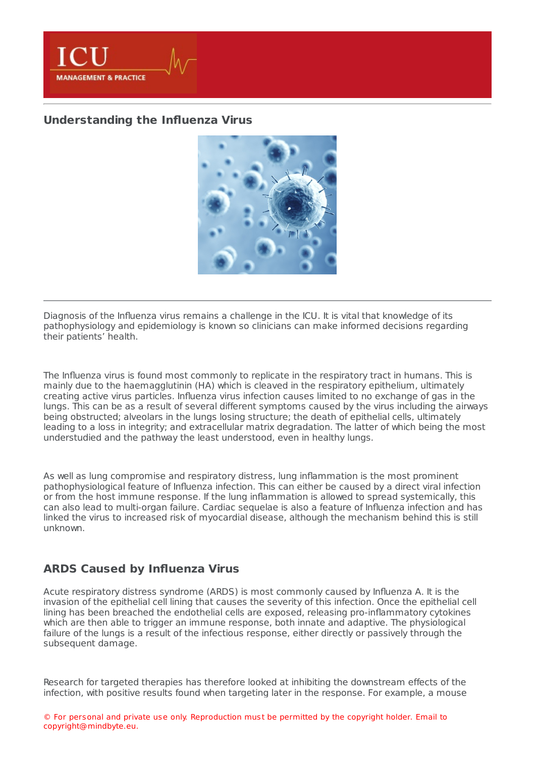## Understanding the Influenza Virus

Diagnosis of the Influenza virus remains a challenge in the ICU. It is vital that knowledge of its pathophysiology and epidemiology is known so clinicians can make informed decisions regarding their patients' health.

The Influenza virus is found most commonly to replicate in the respiratory tract in humans. This is mainly due to the haemagglutinin (HA) which is cleaved in the respiratory epithelium, ultimately creating active virus particles. Influenza virus infection causes limited to no exchange of gas in the lungs. This can be as a result of several different symptoms caused by the virus including the airways being obstructed; alveolars in the lungs losing structure; the death of epithelial cells, ultimately leading to a loss in integrity; and extracellular matrix degradation. The latter of which being the most understudied and the pathway the least understood, even in healthy lungs.

As well as lung compromise and respiratory distress, lung inflammation is the most prominent pathophysiological feature of Influenza infection. This can either be caused by a direct viral infection or from the host immune response. If the lung inflammation is allowed to spread systemically, this can also lead to multi-organ failure. Cardiac sequelae is also a feature of Influenza infection and has linked the virus to increased risk of myocardial disease, although the mechanism behind this is still unknown.

## ARDS Caused by Influenza Virus

Acute respiratory distress syndrome (ARDS) is most commonly caused by Influenza A. It is the invasion of the epithelial cell lining that causes the severity of this infection. Once the epithelial cell lining has been breached the endothelial cells are exposed, releasing pro-inflammatory cytokines which are then able to trigger an immune response, both innate and adaptive. The physiological failure of the lungs is a result of the infectious response, either directly or passively through the subsequent damage.

Research for targeted therapies has therefore looked at inhibiting the downstream effects of the infection, with positive results found when targeting later in the response. For example, a mouse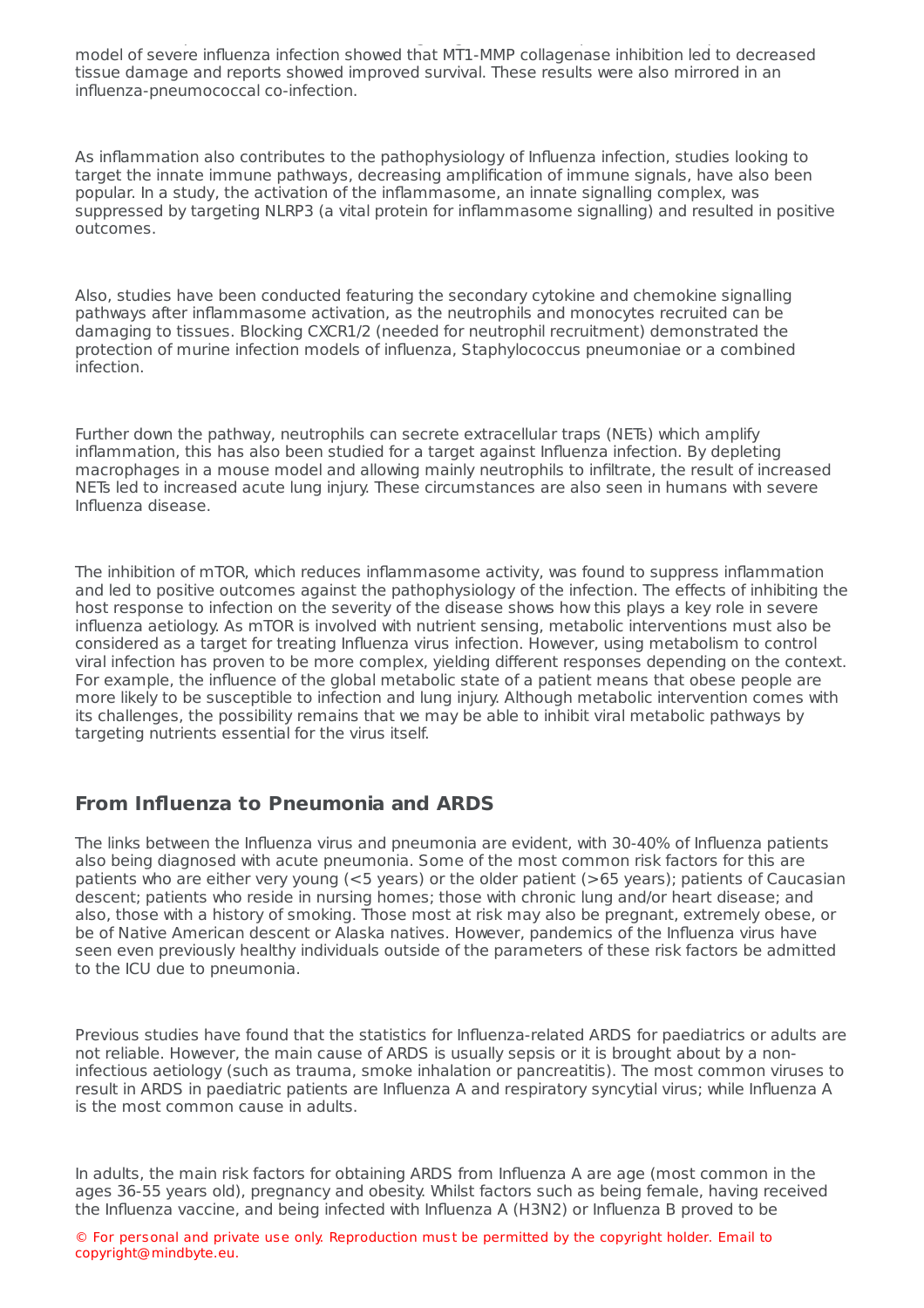model of severe influenza infection showed that MT1-MMP collagenase inhibition led to decreased tissue damage and reports showed improved survival. These results were also mirrored in an influenza-pneumococcal co-infection.

As inflammation also contributes to the pathophysiology of Influenza infection, studies looking to target the innate immune pathways, decreasing amplification of immune signals, have also been popular. In a study, the activation of the inflammasome, an innate signalling complex, was suppressed by targeting NLRP3 (a vital protein for inflammasome signalling) and resulted in positive outcomes.

Also, studies have been conducted featuring the secondary cytokine and chemokine signalling pathways after inflammasome activation, as the neutrophils and monocytes recruited can be damaging to tissues. Blocking CXCR1/2 (needed for neutrophil recruitment) demonstrated the protection of murine infection models of influenza, Staphylococcus pneumoniae or a combined infection.

Further down the pathway, neutrophils can secrete extracellular traps (NETs) which amplify inflammation, this has also been studied for a target against Influenza infection. By depleting macrophages in a mouse model and allowing mainly neutrophils to infiltrate, the result of increased NETs led to increased acute lung injury. These circumstances are also seen in humans with severe Influenza disease.

The inhibition of mTOR, which reduces inflammasome activity, was found to suppress inflammation and led to positive outcomes against the pathophysiology of the infection. The effects of inhibiting the host response to infection on the severity of the disease shows how this plays a key role in severe influenza aetiology. As mTOR is involved with nutrient sensing, metabolic interventions must also be considered as a target for treating Influenza virus infection. However, using metabolism to control viral infection has proven to be more complex, yielding different responses depending on the context. For example, the influence of the global metabolic state of a patient means that obese people are more likely to be susceptible to infection and lung injury. Although metabolic intervention comes with its challenges, the possibility remains that we may be able to inhibit viral metabolic pathways by targeting nutrients essential for the virus itself.

## From Influenza to Pneumonia and ARDS

The links between the Influenza virus and pneumonia are evident, with 30-40% of Influenza patients also being diagnosed with acute pneumonia. Some of the most common risk factors for this are patients who are either very young (<5 years) or the older patient (>65 years); patients of Caucasian descent; patients who reside in nursing homes; those with chronic lung and/or heart disease; and also, those with a history of smoking. Those most at risk may also be pregnant, extremely obese, or be of Native American descent or Alaska natives. However, pandemics of the Influenza virus have seen even previously healthy individuals outside of the parameters of these risk factors be admitted to the ICU due to pneumonia.

Previous studies have found that the statistics for Influenza-related ARDS for paediatrics or adults are not reliable. However, the main cause of ARDS is usually sepsis or it is brought about by a non-infectious aetiology (such as trauma, smoke inhalation or pancreatitis). The most common viruses to result in ARDS in paediatric patients are Influenza A and respiratory syncytial virus; while Influenza A is the most common cause in adults.

In adults, the main risk factors for obtaining ARDS from Influenza A are age (most common in the ages 36-55 years old), pregnancy and obesity. Whilst factors such as being female, having received the Influenza vaccine, and being infected with Influenza A (H3N2) or Influenza B proved to be

© For personal and private use only. Reproduction must be permitted by the copyright holder. Email to copyright@mindbyte.eu.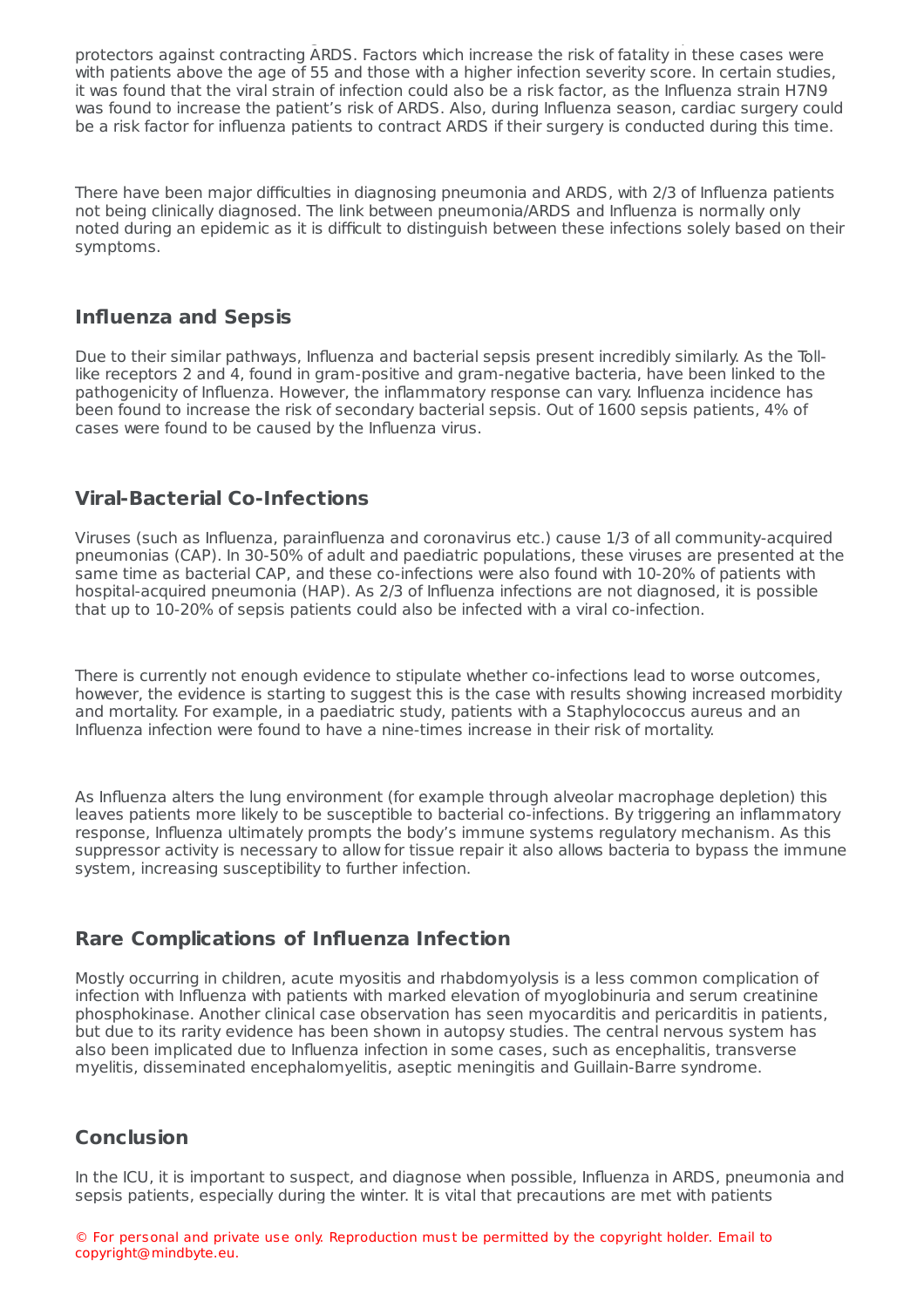protectors against contracting ARDS. Factors which increase the risk of fatality in these cases were with patients above the age of 55 and those with a higher infection severity score. In certain studies, it was found that the viral strain of infection could also be a risk factor, as the Influenza strain H7N9 was found to increase the patient's risk of ARDS. Also, during Influenza season, cardiac surgery could be a risk factor for influenza patients to contract ARDS if their surgery is conducted during this time.

There have been major difficulties in diagnosing pneumonia and ARDS, with 2/3 of Influenza patients not being clinically diagnosed. The link between pneumonia/ARDS and Influenza is normally only noted during an epidemic as it is difficult to distinguish between these infections solely based on their symptoms.

## Influenza and Sepsis

Due to their similar pathways, Influenza and bacterial sepsis present incredibly similarly. As the Toll-like receptors 2 and 4, found in gram-positive and gram-negative bacteria, have been linked to the pathogenicity of Influenza. However, the inflammatory response can vary. Influenza incidence has been found to increase the risk of secondary bacterial sepsis. Out of 1600 sepsis patients, 4% of cases were found to be caused by the Influenza virus.

## Viral-Bacterial Co-Infections

Viruses (such as Influenza, parainfluenza and coronavirus etc.) cause 1/3 of all community-acquired pneumonias (CAP). In 30-50% of adult and paediatric populations, these viruses are presented at the same time as bacterial CAP, and these co-infections were also found with 10-20% of patients with hospital-acquired pneumonia (HAP). As 2/3 of Influenza infections are not diagnosed, it is possible that up to 10-20% of sepsis patients could also be infected with a viral co-infection.

There is currently not enough evidence to stipulate whether co-infections lead to worse outcomes, however, the evidence is starting to suggest this is the case with results showing increased morbidity and mortality. For example, in a paediatric study, patients with a Staphylococcus aureus and an Influenza infection were found to have a nine-times increase in their risk of mortality.

As Influenza alters the lung environment (for example through alveolar macrophage depletion) this leaves patients more likely to be susceptible to bacterial co-infections. By triggering an inflammatory response, Influenza ultimately prompts the body's immune systems regulatory mechanism. As this suppressor activity is necessary to allow for tissue repair it also allows bacteria to bypass the immune system, increasing susceptibility to further infection.

## Rare Complications of Influenza Infection

Mostly occurring in children, acute myositis and rhabdomyolysis is a less common complication of infection with Influenza with patients with marked elevation of myoglobinuria and serum creatinine phosphokinase. Another clinical case observation has seen myocarditis and pericarditis in patients, but due to its rarity evidence has been shown in autopsy studies. The central nervous system has also been implicated due to Influenza infection in some cases, such as encephalitis, transverse myelitis, disseminated encephalomyelitis, aseptic meningitis and Guillain-Barre syndrome.

## Conclusion

In the ICU, it is important to suspect, and diagnose when possible, Influenza in ARDS, pneumonia and sepsis patients, especially during the winter. It is vital that precautions are met with patients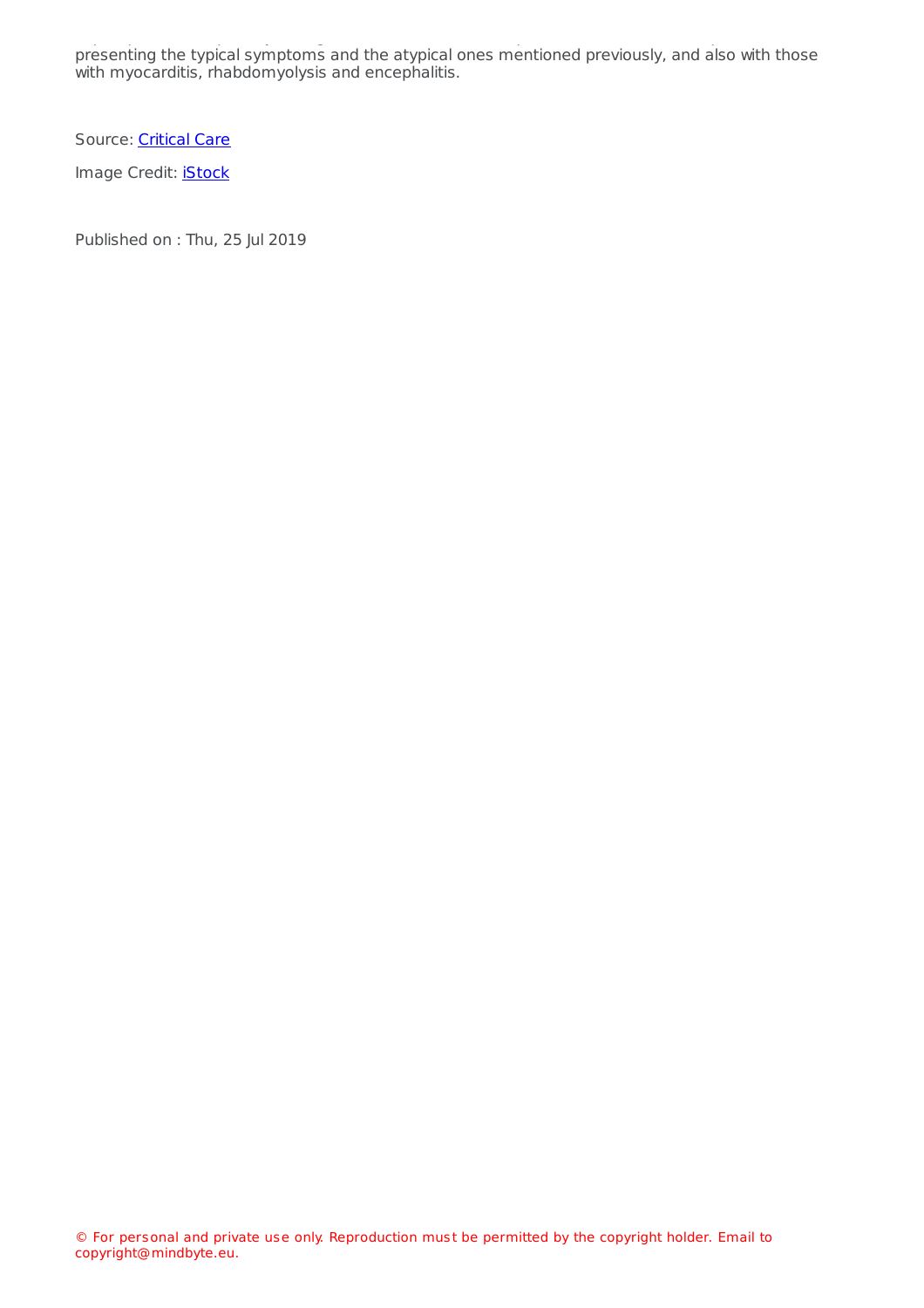presenting the typical symptoms and the atypical ones mentioned previously, and also with those with myocarditis, rhabdomyolysis and encephalitis.

Source: [Critical Care]

Image Credit: [iStock]

Published on : Thu, 25 Jul 2019

© For personal and private use only. Reproduction must be permitted by the copyright holder. Email to copyright@mindbyte.eu.